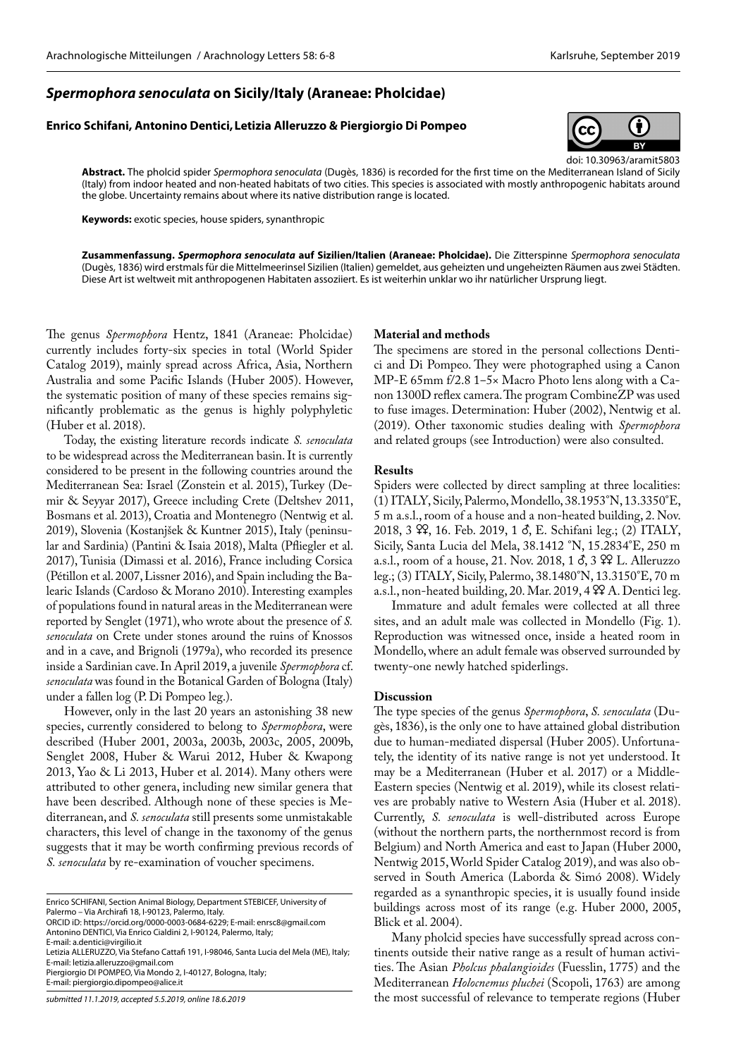# *Spermophora senoculata* on Sicily/Italy (Araneae: Pholcidae)

**Enrico Schifani, Antonino Dentici, Letizia Alleruzzo & Piergiorgio Di Pompeo**

doi: 10.30963/aramit5803

**Abstract.** The pholcid spider *Spermophora senoculata* (Dugès, 1836) is recorded for the first time on the Mediterranean Island of Sicily (Italy) from indoor heated and non-heated habitats of two cities. This species is associated with mostly anthropogenic habitats around the globe. Uncertainty remains about where its native distribution range is located.

**Keywords:** exotic species, house spiders, synanthropic

**Zusammenfassung. *Spermophora senoculata* auf Sizilien/Italien (Araneae: Pholcidae).** Die Zitterspinne *Spermophora senoculata* (Dugès, 1836) wird erstmals für die Mittelmeerinsel Sizilien (Italien) gemeldet, aus geheizten und ungeheizten Räumen aus zwei Städten. Diese Art ist weltweit mit anthropogenen Habitaten assoziiert. Es ist weiterhin unklar wo ihr natürlicher Ursprung liegt.

The genus *Spermophora* Hentz, 1841 (Araneae: Pholcidae) currently includes forty-six species in total (World Spider Catalog 2019), mainly spread across Africa, Asia, Northern Australia and some Pacific Islands (Huber 2005). However, the systematic position of many of these species remains significantly problematic as the genus is highly polyphyletic (Huber et al. 2018).

Today, the existing literature records indicate *S. senoculata* to be widespread across the Mediterranean basin. It is currently considered to be present in the following countries around the Mediterranean Sea: Israel (Zonstein et al. 2015), Turkey (Demir & Seyyar 2017), Greece including Crete (Deltshev 2011, Bosmans et al. 2013), Croatia and Montenegro (Nentwig et al. 2019), Slovenia (Kostanjšek & Kuntner 2015), Italy (peninsular and Sardinia) (Pantini & Isaia 2018), Malta (Pfliegler et al. 2017), Tunisia (Dimassi et al. 2016), France including Corsica (Pétillon et al. 2007, Lissner 2016), and Spain including the Balearic Islands (Cardoso & Morano 2010). Interesting examples of populations found in natural areas in the Mediterranean were reported by Senglet (1971), who wrote about the presence of *S. senoculata* on Crete under stones around the ruins of Knossos and in a cave, and Brignoli (1979a), who recorded its presence inside a Sardinian cave. In April 2019, a juvenile *Spermophora* cf. *senoculata* was found in the Botanical Garden of Bologna (Italy) under a fallen log (P. Di Pompeo leg.).

However, only in the last 20 years an astonishing 38 new species, currently considered to belong to *Spermophora*, were described (Huber 2001, 2003a, 2003b, 2003c, 2005, 2009b, Senglet 2008, Huber & Warui 2012, Huber & Kwapong 2013, Yao & Li 2013, Huber et al. 2014). Many others were attributed to other genera, including new similar genera that have been described. Although none of these species is Mediterranean, and *S. senoculata* still presents some unmistakable characters, this level of change in the taxonomy of the genus suggests that it may be worth confirming previous records of *S. senoculata* by re-examination of voucher specimens.

Enrico SCHIFANI, Section Animal Biology, Department STEBICEF, University of Palermo – Via Archirafi 18, I-90123, Palermo, Italy.
ORCID iD: https://orcid.org/0000-0003-0684-6229; E-mail: enrsc8@gmail.com
Antonino DENTICI, Via Enrico Cialdini 2, I-90124, Palermo, Italy;
E-mail: a.dentici@virgilio.it
Letizia ALLERUZZO, Via Stefano Cattafi 191, I-98046, Santa Lucia del Mela (ME), Italy;
E-mail: letizia.alleruzzo@gmail.com
Piergiorgio DI POMPEO, Via Mondo 2, I-40127, Bologna, Italy;
E-mail: piergiorgio.dipompeo@alice.it

*submitted 11.1.2019, accepted 5.5.2019, online 18.6.2019*

## Material and methods

The specimens are stored in the personal collections Dentici and Di Pompeo. They were photographed using a Canon MP-E 65mm f/2.8 1–5× Macro Photo lens along with a Canon 1300D reflex camera. The program CombineZP was used to fuse images. Determination: Huber (2002), Nentwig et al. (2019). Other taxonomic studies dealing with *Spermophora* and related groups (see Introduction) were also consulted.

## Results

Spiders were collected by direct sampling at three localities: (1) ITALY, Sicily, Palermo, Mondello, 38.1953°N, 13.3350°E, 5 m a.s.l., room of a house and a non-heated building, 2. Nov. 2018, 3 ♀♀, 16. Feb. 2019, 1 ♂, E. Schifani leg.; (2) ITALY, Sicily, Santa Lucia del Mela, 38.1412 °N, 15.2834°E, 250 m a.s.l., room of a house, 21. Nov. 2018, 1 ♂, 3 ♀♀ L. Alleruzzo leg.; (3) ITALY, Sicily, Palermo, 38.1480°N, 13.3150°E, 70 m a.s.l., non-heated building, 20. Mar. 2019, 4 ♀♀ A. Dentici leg.

Immature and adult females were collected at all three sites, and an adult male was collected in Mondello (Fig. 1). Reproduction was witnessed once, inside a heated room in Mondello, where an adult female was observed surrounded by twenty-one newly hatched spiderlings.

## Discussion

The type species of the genus *Spermophora*, *S. senoculata* (Dugès, 1836), is the only one to have attained global distribution due to human-mediated dispersal (Huber 2005). Unfortunately, the identity of its native range is not yet understood. It may be a Mediterranean (Huber et al. 2017) or a Middle-Eastern species (Nentwig et al. 2019), while its closest relatives are probably native to Western Asia (Huber et al. 2018). Currently, *S. senoculata* is well-distributed across Europe (without the northern parts, the northernmost record is from Belgium) and North America and east to Japan (Huber 2000, Nentwig 2015, World Spider Catalog 2019), and was also observed in South America (Laborda & Simó 2008). Widely regarded as a synanthropic species, it is usually found inside buildings across most of its range (e.g. Huber 2000, 2005, Blick et al. 2004).

Many pholcid species have successfully spread across continents outside their native range as a result of human activities. The Asian *Pholcus phalangioides* (Fuesslin, 1775) and the Mediterranean *Holocnemus pluchei* (Scopoli, 1763) are among the most successful of relevance to temperate regions (Huber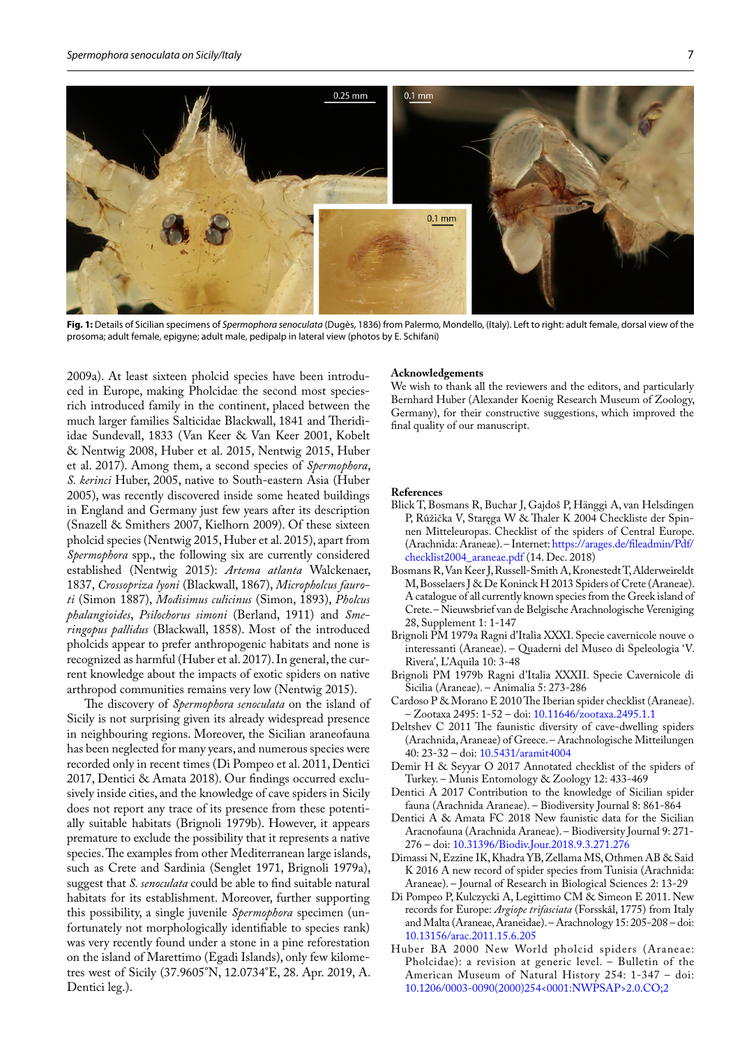**Fig. 1:** Details of Sicilian specimens of *Spermophora senoculata* (Dugès, 1836) from Palermo, Mondello, (Italy). Left to right: adult female, dorsal view of the prosoma; adult female, epigyne; adult male, pedipalp in lateral view (photos by E. Schifani)

2009a). At least sixteen pholcid species have been introduced in Europe, making Pholcidae the second most species-rich introduced family in the continent, placed between the much larger families Salticidae Blackwall, 1841 and Theridiidae Sundevall, 1833 (Van Keer & Van Keer 2001, Kobelt & Nentwig 2008, Huber et al. 2015, Nentwig 2015, Huber et al. 2017). Among them, a second species of *Spermophora*, *S. kerinci* Huber, 2005, native to South-eastern Asia (Huber 2005), was recently discovered inside some heated buildings in England and Germany just few years after its description (Snazell & Smithers 2007, Kielhorn 2009). Of these sixteen pholcid species (Nentwig 2015, Huber et al. 2015), apart from *Spermophora* spp., the following six are currently considered established (Nentwig 2015): *Artema atlanta* Walckenaer, 1837, *Crossopriza lyoni* (Blackwall, 1867), *Micropholcus fauroti* (Simon 1887), *Modisimus culicinus* (Simon, 1893), *Pholcus phalangioides*, *Psilochorus simoni* (Berland, 1911) and *Smeringopus pallidus* (Blackwall, 1858). Most of the introduced pholcids appear to prefer anthropogenic habitats and none is recognized as harmful (Huber et al. 2017). In general, the current knowledge about the impacts of exotic spiders on native arthropod communities remains very low (Nentwig 2015).

The discovery of *Spermophora senoculata* on the island of Sicily is not surprising given its already widespread presence in neighbouring regions. Moreover, the Sicilian araneofauna has been neglected for many years, and numerous species were recorded only in recent times (Di Pompeo et al. 2011, Dentici 2017, Dentici & Amata 2018). Our findings occurred exclusively inside cities, and the knowledge of cave spiders in Sicily does not report any trace of its presence from these potentially suitable habitats (Brignoli 1979b). However, it appears premature to exclude the possibility that it represents a native species. The examples from other Mediterranean large islands, such as Crete and Sardinia (Senglet 1971, Brignoli 1979a), suggest that *S. senoculata* could be able to find suitable natural habitats for its establishment. Moreover, further supporting this possibility, a single juvenile *Spermophora* specimen (unfortunately not morphologically identifiable to species rank) was very recently found under a stone in a pine reforestation on the island of Marettimo (Egadi Islands), only few kilometres west of Sicily (37.9605°N, 12.0734°E, 28. Apr. 2019, A. Dentici leg.).

## Acknowledgements

We wish to thank all the reviewers and the editors, and particularly Bernhard Huber (Alexander Koenig Research Museum of Zoology, Germany), for their constructive suggestions, which improved the final quality of our manuscript.

## References

Blick T, Bosmans R, Buchar J, Gajdoš P, Hänggi A, van Helsdingen P, Růžička V, Staręga W & Thaler K 2004 Checkliste der Spinnen Mitteleuropas. Checklist of the spiders of Central Europe. (Arachnida: Araneae). – Internet: https://arages.de/fileadmin/Pdf/checklist2004_araneae.pdf (14. Dec. 2018)

Bosmans R, Van Keer J, Russell-Smith A, Kronestedt T, Alderweireldt M, Bosselaers J & De Koninck H 2013 Spiders of Crete (Araneae). A catalogue of all currently known species from the Greek island of Crete. – Nieuwsbrief van de Belgische Arachnologische Vereniging 28, Supplement 1: 1-147

Brignoli PM 1979a Ragni d'Italia XXXI. Specie cavernicole nouve o interessanti (Araneae). – Quaderni del Museo di Speleologia 'V. Rivera', L'Aquila 10: 3-48

Brignoli PM 1979b Ragni d'Italia XXXII. Specie Cavernicole di Sicilia (Araneae). – Animalia 5: 273-286

Cardoso P & Morano E 2010 The Iberian spider checklist (Araneae). – Zootaxa 2495: 1-52 – doi: 10.11646/zootaxa.2495.1.1

Deltshev C 2011 The faunistic diversity of cave-dwelling spiders (Arachnida, Araneae) of Greece. – Arachnologische Mitteilungen 40: 23-32 – doi: 10.5431/aramit4004

Demir H & Seyyar O 2017 Annotated checklist of the spiders of Turkey. – Munis Entomology & Zoology 12: 433-469

Dentici A 2017 Contribution to the knowledge of Sicilian spider fauna (Arachnida Araneae). – Biodiversity Journal 8: 861-864

Dentici A & Amata FC 2018 New faunistic data for the Sicilian Aracnofauna (Arachnida Araneae). – Biodiversity Journal 9: 271-276 – doi: 10.31396/Biodiv.Jour.2018.9.3.271.276

Dimassi N, Ezzine IK, Khadra YB, Zellama MS, Othmen AB & Said K 2016 A new record of spider species from Tunisia (Arachnida: Araneae). – Journal of Research in Biological Sciences 2: 13-29

Di Pompeo P, Kulczycki A, Legittimo CM & Simeon E 2011. New records for Europe: *Argiope trifasciata* (Forsskål, 1775) from Italy and Malta (Araneae, Araneidae). – Arachnology 15: 205-208 – doi: 10.13156/arac.2011.15.6.205

Huber BA 2000 New World pholcid spiders (Araneae: Pholcidae): a revision at generic level. – Bulletin of the American Museum of Natural History 254: 1-347 – doi: 10.1206/0003-0090(2000)254<0001:NWPSAP>2.0.CO;2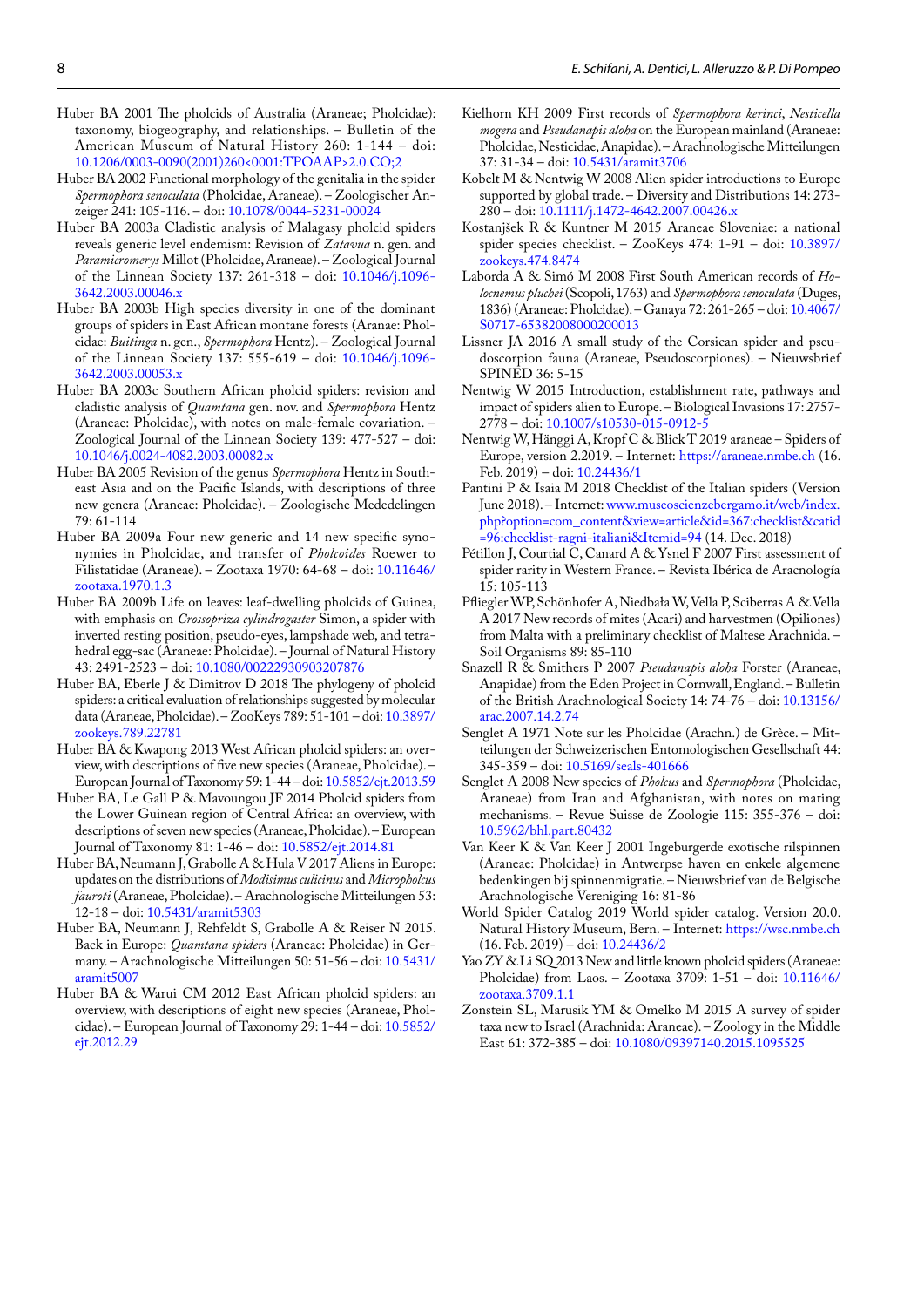Huber BA 2001 The pholcids of Australia (Araneae; Pholcidae): taxonomy, biogeography, and relationships. – Bulletin of the American Museum of Natural History 260: 1-144 – doi: 10.1206/0003-0090(2001)260<0001:TPOAAP>2.0.CO;2

Huber BA 2002 Functional morphology of the genitalia in the spider *Spermophora senoculata* (Pholcidae, Araneae). – Zoologischer Anzeiger 241: 105-116. – doi: 10.1078/0044-5231-00024

Huber BA 2003a Cladistic analysis of Malagasy pholcid spiders reveals generic level endemism: Revision of *Zatavua* n. gen. and *Paramicromerys* Millot (Pholcidae, Araneae). – Zoological Journal of the Linnean Society 137: 261-318 – doi: 10.1046/j.1096-3642.2003.00046.x

Huber BA 2003b High species diversity in one of the dominant groups of spiders in East African montane forests (Aranae: Pholcidae: *Buitinga* n. gen., *Spermophora* Hentz). – Zoological Journal of the Linnean Society 137: 555-619 – doi: 10.1046/j.1096-3642.2003.00053.x

Huber BA 2003c Southern African pholcid spiders: revision and cladistic analysis of *Quamtana* gen. nov. and *Spermophora* Hentz (Araneae: Pholcidae), with notes on male-female covariation. – Zoological Journal of the Linnean Society 139: 477-527 – doi: 10.1046/j.0024-4082.2003.00082.x

Huber BA 2005 Revision of the genus *Spermophora* Hentz in Southeast Asia and on the Pacific Islands, with descriptions of three new genera (Araneae: Pholcidae). – Zoologische Mededelingen 79: 61-114

Huber BA 2009a Four new generic and 14 new specific synonymies in Pholcidae, and transfer of *Pholcoides* Roewer to Filistatidae (Araneae). – Zootaxa 1970: 64-68 – doi: 10.11646/zootaxa.1970.1.3

Huber BA 2009b Life on leaves: leaf-dwelling pholcids of Guinea, with emphasis on *Crossopriza cylindrogaster* Simon, a spider with inverted resting position, pseudo-eyes, lampshade web, and tetrahedral egg-sac (Araneae: Pholcidae). – Journal of Natural History 43: 2491-2523 – doi: 10.1080/00222930903207876

Huber BA, Eberle J & Dimitrov D 2018 The phylogeny of pholcid spiders: a critical evaluation of relationships suggested by molecular data (Araneae, Pholcidae). – ZooKeys 789: 51-101 – doi: 10.3897/zookeys.789.22781

Huber BA & Kwapong 2013 West African pholcid spiders: an overview, with descriptions of five new species (Araneae, Pholcidae). – European Journal of Taxonomy 59: 1-44 – doi: 10.5852/ejt.2013.59

Huber BA, Le Gall P & Mavoungou JF 2014 Pholcid spiders from the Lower Guinean region of Central Africa: an overview, with descriptions of seven new species (Araneae, Pholcidae). – European Journal of Taxonomy 81: 1-46 – doi: 10.5852/ejt.2014.81

Huber BA, Neumann J, Grabolle A & Hula V 2017 Aliens in Europe: updates on the distributions of *Modisimus culicinus* and *Micropholcus fauroti* (Araneae, Pholcidae). – Arachnologische Mitteilungen 53: 12-18 – doi: 10.5431/aramit5303

Huber BA, Neumann J, Rehfeldt S, Grabolle A & Reiser N 2015. Back in Europe: *Quamtana spiders* (Araneae: Pholcidae) in Germany. – Arachnologische Mitteilungen 50: 51-56 – doi: 10.5431/aramit5007

Huber BA & Warui CM 2012 East African pholcid spiders: an overview, with descriptions of eight new species (Araneae, Pholcidae). – European Journal of Taxonomy 29: 1-44 – doi: 10.5852/ejt.2012.29

Kielhorn KH 2009 First records of *Spermophora kerinci*, *Nesticella mogera* and *Pseudanapis aloha* on the European mainland (Araneae: Pholcidae, Nesticidae, Anapidae). – Arachnologische Mitteilungen 37: 31-34 – doi: 10.5431/aramit3706

Kobelt M & Nentwig W 2008 Alien spider introductions to Europe supported by global trade. – Diversity and Distributions 14: 273-280 – doi: 10.1111/j.1472-4642.2007.00426.x

Kostanjšek R & Kuntner M 2015 Araneae Sloveniae: a national spider species checklist. – ZooKeys 474: 1-91 – doi: 10.3897/zookeys.474.8474

Laborda A & Simó M 2008 First South American records of *Holocnemus pluchei* (Scopoli, 1763) and *Spermophora senoculata* (Duges, 1836) (Araneae: Pholcidae). – Ganaya 72: 261-265 – doi: 10.4067/S0717-65382008000200013

Lissner JA 2016 A small study of the Corsican spider and pseudoscorpion fauna (Araneae, Pseudoscorpiones). – Nieuwsbrief SPINED 36: 5-15

Nentwig W 2015 Introduction, establishment rate, pathways and impact of spiders alien to Europe. – Biological Invasions 17: 2757-2778 – doi: 10.1007/s10530-015-0912-5

Nentwig W, Hänggi A, Kropf C & Blick T 2019 araneae – Spiders of Europe, version 2.2019. – Internet: https://araneae.nmbe.ch (16. Feb. 2019) – doi: 10.24436/1

Pantini P & Isaia M 2018 Checklist of the Italian spiders (Version June 2018). – Internet: www.museoscienzebergamo.it/web/index.php?option=com_content&view=article&id=367:checklist&catid=96:checklist-ragni-italiani&Itemid=94 (14. Dec. 2018)

Pétillon J, Courtial C, Canard A & Ysnel F 2007 First assessment of spider rarity in Western France. – Revista Ibérica de Aracnología 15: 105-113

Pfliegler WP, Schönhofer A, Niedbała W, Vella P, Sciberras A & Vella A 2017 New records of mites (Acari) and harvestmen (Opiliones) from Malta with a preliminary checklist of Maltese Arachnida. – Soil Organisms 89: 85-110

Snazell R & Smithers P 2007 *Pseudanapis aloha* Forster (Araneae, Anapidae) from the Eden Project in Cornwall, England. – Bulletin of the British Arachnological Society 14: 74-76 – doi: 10.13156/arac.2007.14.2.74

Senglet A 1971 Note sur les Pholcidae (Arachn.) de Grèce. – Mitteilungen der Schweizerischen Entomologischen Gesellschaft 44: 345-359 – doi: 10.5169/seals-401666

Senglet A 2008 New species of *Pholcus* and *Spermophora* (Pholcidae, Araneae) from Iran and Afghanistan, with notes on mating mechanisms. – Revue Suisse de Zoologie 115: 355-376 – doi: 10.5962/bhl.part.80432

Van Keer K & Van Keer J 2001 Ingeburgerde exotische rilspinnen (Araneae: Pholcidae) in Antwerpse haven en enkele algemene bedenkingen bij spinnenmigratie. – Nieuwsbrief van de Belgische Arachnologische Vereniging 16: 81-86

World Spider Catalog 2019 World spider catalog. Version 20.0. Natural History Museum, Bern. – Internet: https://wsc.nmbe.ch (16. Feb. 2019) – doi: 10.24436/2

Yao ZY & Li SQ 2013 New and little known pholcid spiders (Araneae: Pholcidae) from Laos. – Zootaxa 3709: 1-51 – doi: 10.11646/zootaxa.3709.1.1

Zonstein SL, Marusik YM & Omelko M 2015 A survey of spider taxa new to Israel (Arachnida: Araneae). – Zoology in the Middle East 61: 372-385 – doi: 10.1080/09397140.2015.1095525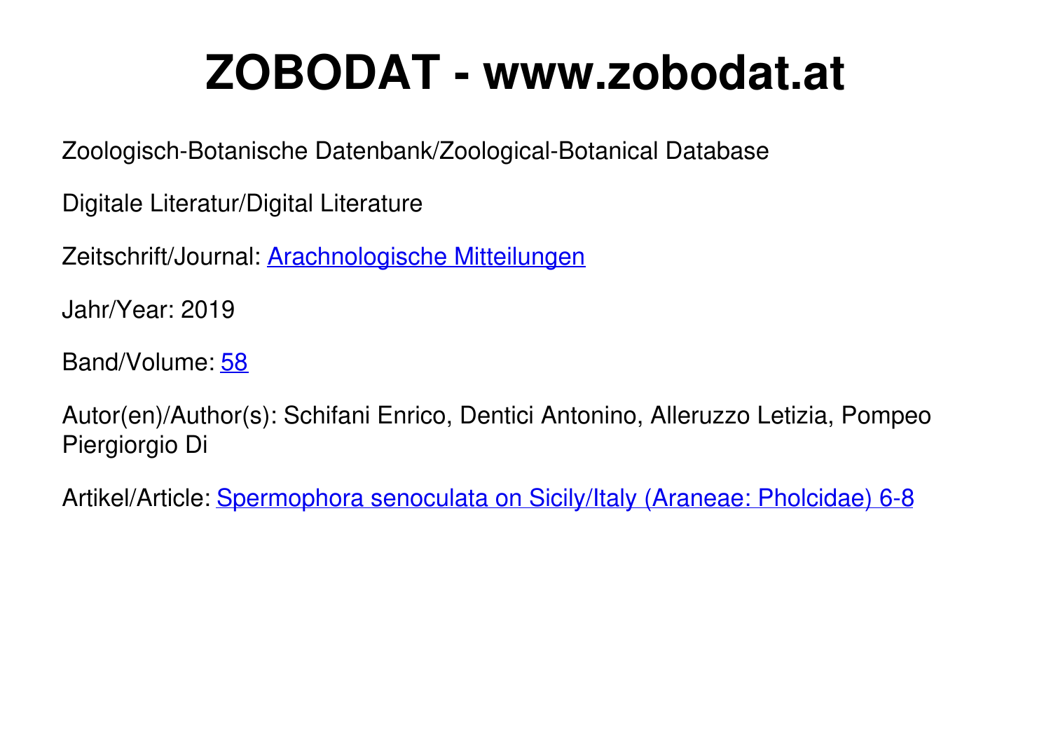# ZOBODAT - www.zobodat.at

Zoologisch-Botanische Datenbank/Zoological-Botanical Database

Digitale Literatur/Digital Literature

Zeitschrift/Journal: Arachnologische Mitteilungen

Jahr/Year: 2019

Band/Volume: 58

Autor(en)/Author(s): Schifani Enrico, Dentici Antonino, Alleruzzo Letizia, Pompeo Piergiorgio Di

Artikel/Article: Spermophora senoculata on Sicily/Italy (Araneae: Pholcidae) 6-8